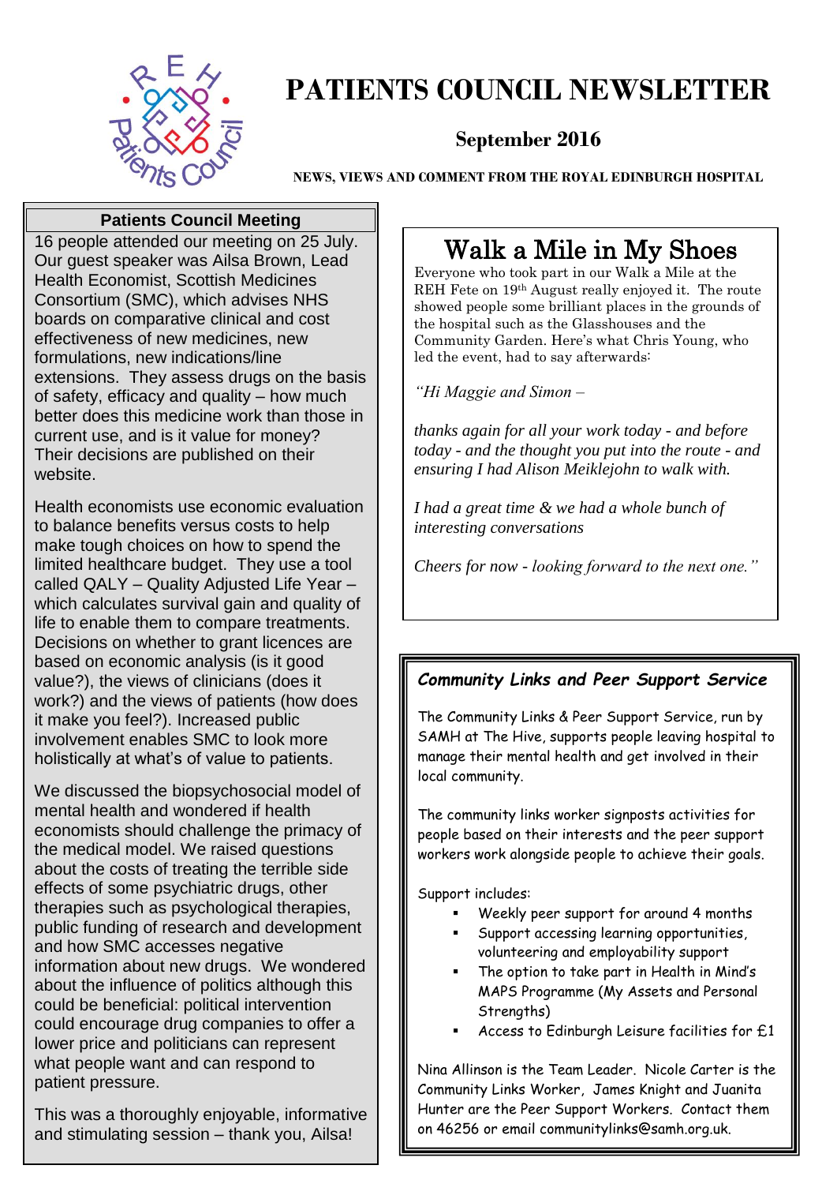# PATIENTS COUNCIL NEWSLETTER

**September 2016**

**NEWS, VIEWS AND COMMENT FROM THE ROYAL EDINBURGH HOSPITAL**

## Patients Council Meeting

16 people attended our meeting on 25 July. Our guest speaker was Ailsa Brown, Lead Health Economist, Scottish Medicines Consortium (SMC), which advises NHS boards on comparative clinical and cost effectiveness of new medicines, new formulations, new indications/line extensions. They assess drugs on the basis of safety, efficacy and quality – how much better does this medicine work than those in current use, and is it value for money? Their decisions are published on their website.

Health economists use economic evaluation to balance benefits versus costs to help make tough choices on how to spend the limited healthcare budget. They use a tool called QALY – Quality Adjusted Life Year – which calculates survival gain and quality of life to enable them to compare treatments. Decisions on whether to grant licences are based on economic analysis (is it good value?), the views of clinicians (does it work?) and the views of patients (how does it make you feel?). Increased public involvement enables SMC to look more holistically at what's of value to patients.

We discussed the biopsychosocial model of mental health and wondered if health economists should challenge the primacy of the medical model. We raised questions about the costs of treating the terrible side effects of some psychiatric drugs, other therapies such as psychological therapies, public funding of research and development and how SMC accesses negative information about new drugs. We wondered about the influence of politics although this could be beneficial: political intervention could encourage drug companies to offer a lower price and politicians can represent what people want and can respond to patient pressure.

This was a thoroughly enjoyable, informative and stimulating session – thank you, Ailsa!

## Walk a Mile in My Shoes

Everyone who took part in our Walk a Mile at the REH Fete on 19th August really enjoyed it. The route showed people some brilliant places in the grounds of the hospital such as the Glasshouses and the Community Garden. Here's what Chris Young, who led the event, had to say afterwards:

*"Hi Maggie and Simon –*

*thanks again for all your work today - and before today - and the thought you put into the route - and ensuring I had Alison Meiklejohn to walk with.*

*I had a great time & we had a whole bunch of interesting conversations*

*Cheers for now - looking forward to the next one."*

## *Community Links and Peer Support Service*

The Community Links & Peer Support Service, run by SAMH at The Hive, supports people leaving hospital to manage their mental health and get involved in their local community.

The community links worker signposts activities for people based on their interests and the peer support workers work alongside people to achieve their goals.

Support includes:

- Weekly peer support for around 4 months
- Support accessing learning opportunities, volunteering and employability support
- The option to take part in Health in Mind's MAPS Programme (My Assets and Personal Strengths)
- Access to Edinburgh Leisure facilities for £1

Nina Allinson is the Team Leader. Nicole Carter is the Community Links Worker, James Knight and Juanita Hunter are the Peer Support Workers. Contact them on 46256 or email communitylinks@samh.org.uk.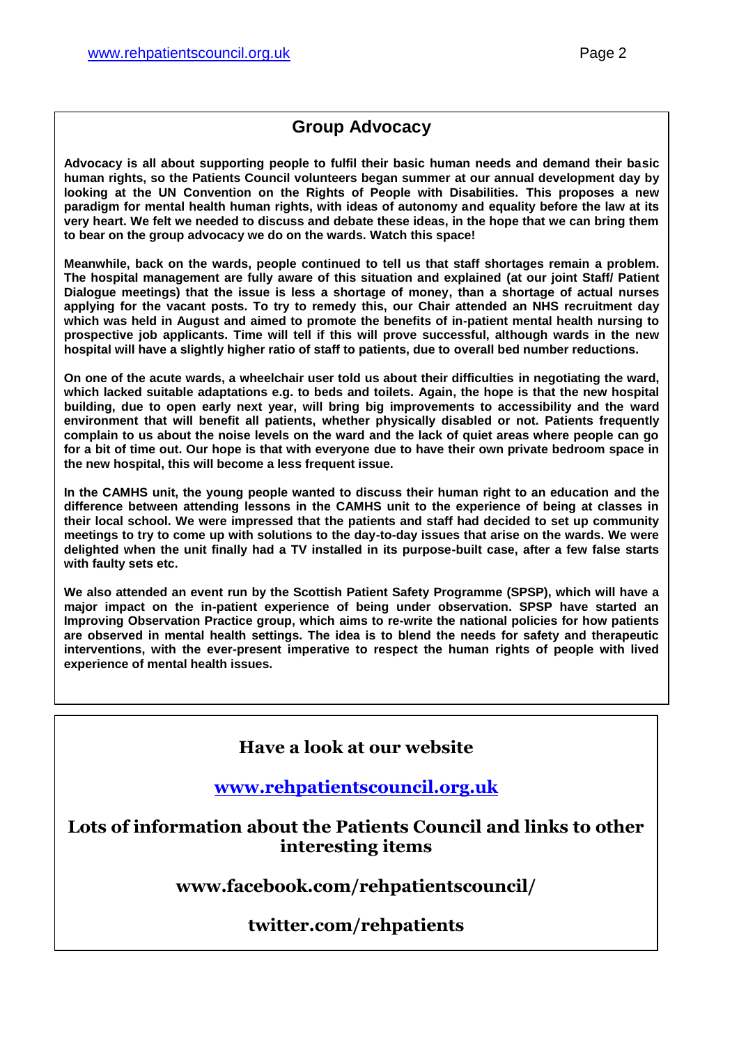## Group Advocacy

**Advocacy is all about supporting people to fulfil their basic human needs and demand their basic human rights, so the Patients Council volunteers began summer at our annual development day by looking at the UN Convention on the Rights of People with Disabilities. This proposes a new paradigm for mental health human rights, with ideas of autonomy and equality before the law at its very heart. We felt we needed to discuss and debate these ideas, in the hope that we can bring them to bear on the group advocacy we do on the wards. Watch this space!**

**Meanwhile, back on the wards, people continued to tell us that staff shortages remain a problem. The hospital management are fully aware of this situation and explained (at our joint Staff/ Patient Dialogue meetings) that the issue is less a shortage of money, than a shortage of actual nurses applying for the vacant posts. To try to remedy this, our Chair attended an NHS recruitment day which was held in August and aimed to promote the benefits of in-patient mental health nursing to prospective job applicants. Time will tell if this will prove successful, although wards in the new hospital will have a slightly higher ratio of staff to patients, due to overall bed number reductions.**

**On one of the acute wards, a wheelchair user told us about their difficulties in negotiating the ward, which lacked suitable adaptations e.g. to beds and toilets. Again, the hope is that the new hospital building, due to open early next year, will bring big improvements to accessibility and the ward environment that will benefit all patients, whether physically disabled or not. Patients frequently complain to us about the noise levels on the ward and the lack of quiet areas where people can go for a bit of time out. Our hope is that with everyone due to have their own private bedroom space in the new hospital, this will become a less frequent issue.**

**In the CAMHS unit, the young people wanted to discuss their human right to an education and the difference between attending lessons in the CAMHS unit to the experience of being at classes in their local school. We were impressed that the patients and staff had decided to set up community meetings to try to come up with solutions to the day-to-day issues that arise on the wards. We were delighted when the unit finally had a TV installed in its purpose-built case, after a few false starts with faulty sets etc.**

**We also attended an event run by the Scottish Patient Safety Programme (SPSP), which will have a major impact on the in-patient experience of being under observation. SPSP have started an Improving Observation Practice group, which aims to re-write the national policies for how patients are observed in mental health settings. The idea is to blend the needs for safety and therapeutic interventions, with the ever-present imperative to respect the human rights of people with lived experience of mental health issues.**

## Have a look at our website

**www.rehpatientscouncil.org.uk**

**Lots of information about the Patients Council and links to other interesting items**

**www.facebook.com/rehpatientscouncil/**

**twitter.com/rehpatients**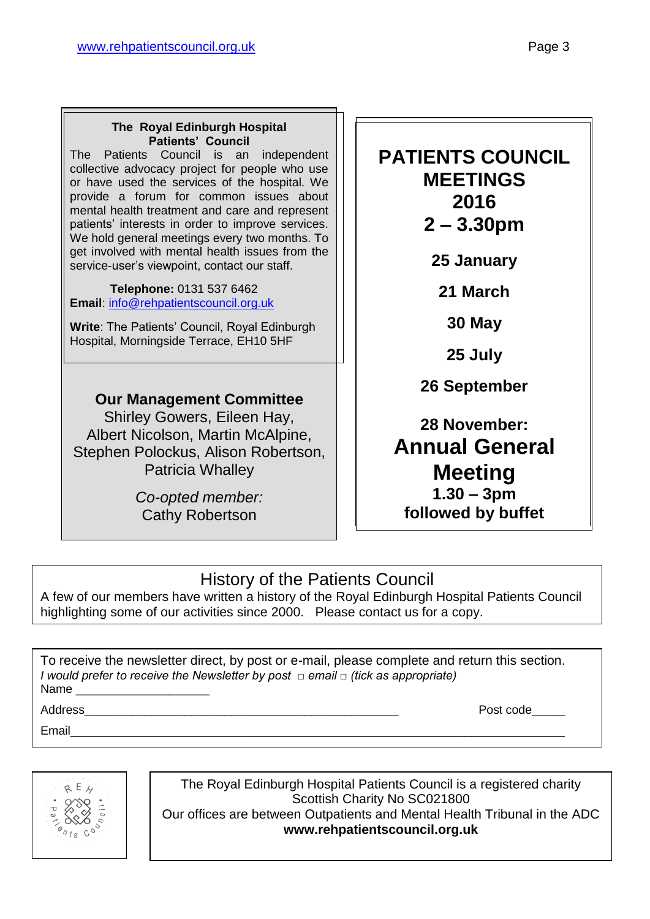### The Royal Edinburgh Hospital Patients' Council

The Patients Council is an independent collective advocacy project for people who use or have used the services of the hospital. We provide a forum for common issues about mental health treatment and care and represent patients' interests in order to improve services. We hold general meetings every two months. To get involved with mental health issues from the service-user's viewpoint, contact our staff.

**Telephone:** 0131 537 6462
**Email**: info@rehpatientscouncil.org.uk

**Write**: The Patients' Council, Royal Edinburgh Hospital, Morningside Terrace, EH10 5HF

### Our Management Committee

Shirley Gowers, Eileen Hay, Albert Nicolson, Martin McAlpine, Stephen Polockus, Alison Robertson, Patricia Whalley

*Co-opted member:*
Cathy Robertson

## PATIENTS COUNCIL MEETINGS 2016 2 – 3.30pm

**25 January**

**21 March**

**30 May**

**25 July**

**26 September**

**28 November:**
**Annual General Meeting**
**1.30 – 3pm**
**followed by buffet**

## History of the Patients Council

A few of our members have written a history of the Royal Edinburgh Hospital Patients Council highlighting some of our activities since 2000. Please contact us for a copy.

To receive the newsletter direct, by post or e-mail, please complete and return this section.
*I would prefer to receive the Newsletter by post □ email □ (tick as appropriate)*

Name ____________________

Address_________________________________________________ Post code_____

Email___________________________________________________________________________

REH Patients Council

The Royal Edinburgh Hospital Patients Council is a registered charity
Scottish Charity No SC021800
Our offices are between Outpatients and Mental Health Tribunal in the ADC
**www.rehpatientscouncil.org.uk**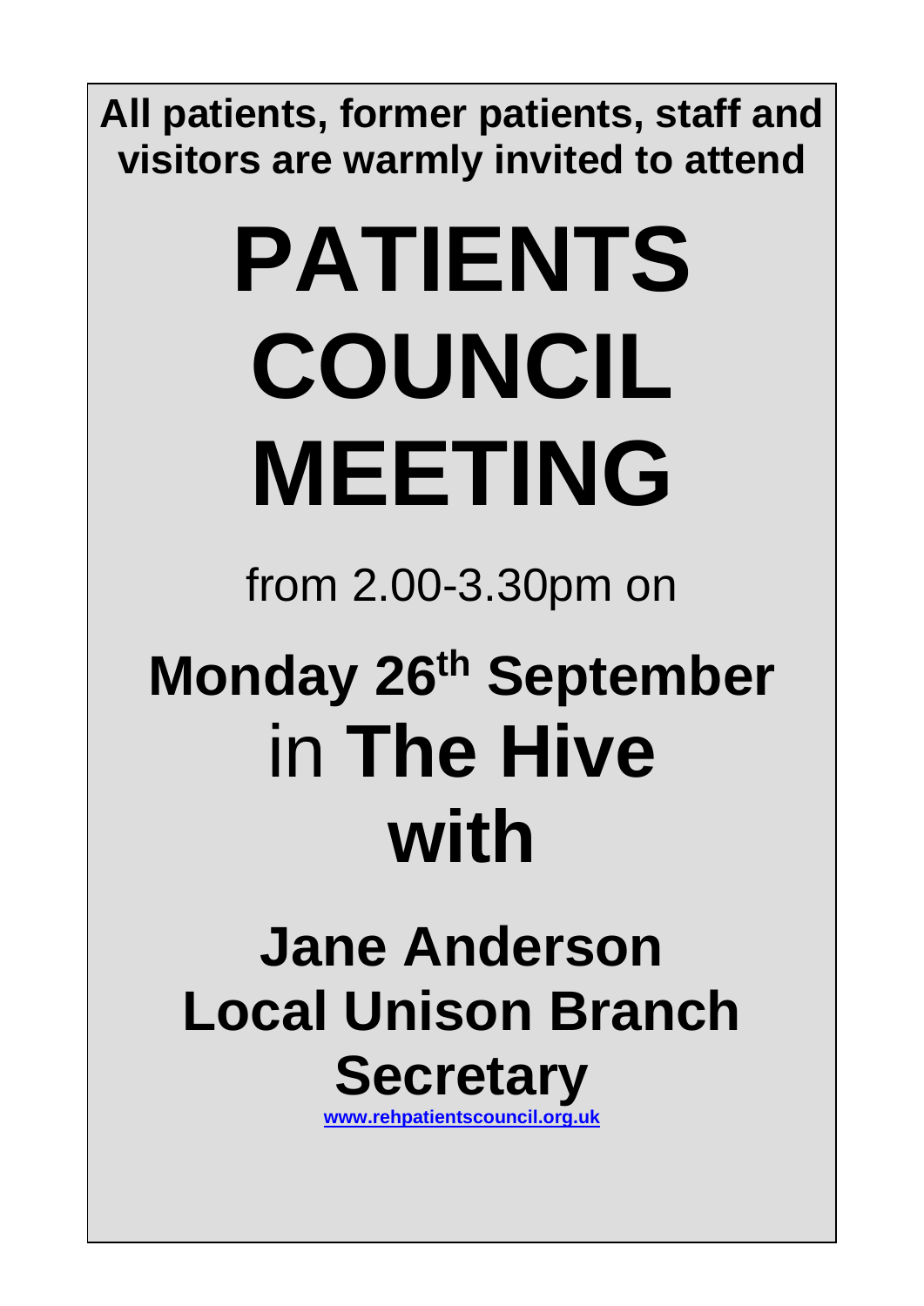**All patients, former patients, staff and visitors are warmly invited to attend**

# PATIENTS COUNCIL MEETING

from 2.00-3.30pm on

## Monday 26th September
## in The Hive
## with

## Jane Anderson
## Local Unison Branch Secretary

**www.rehpatientscouncil.org.uk**